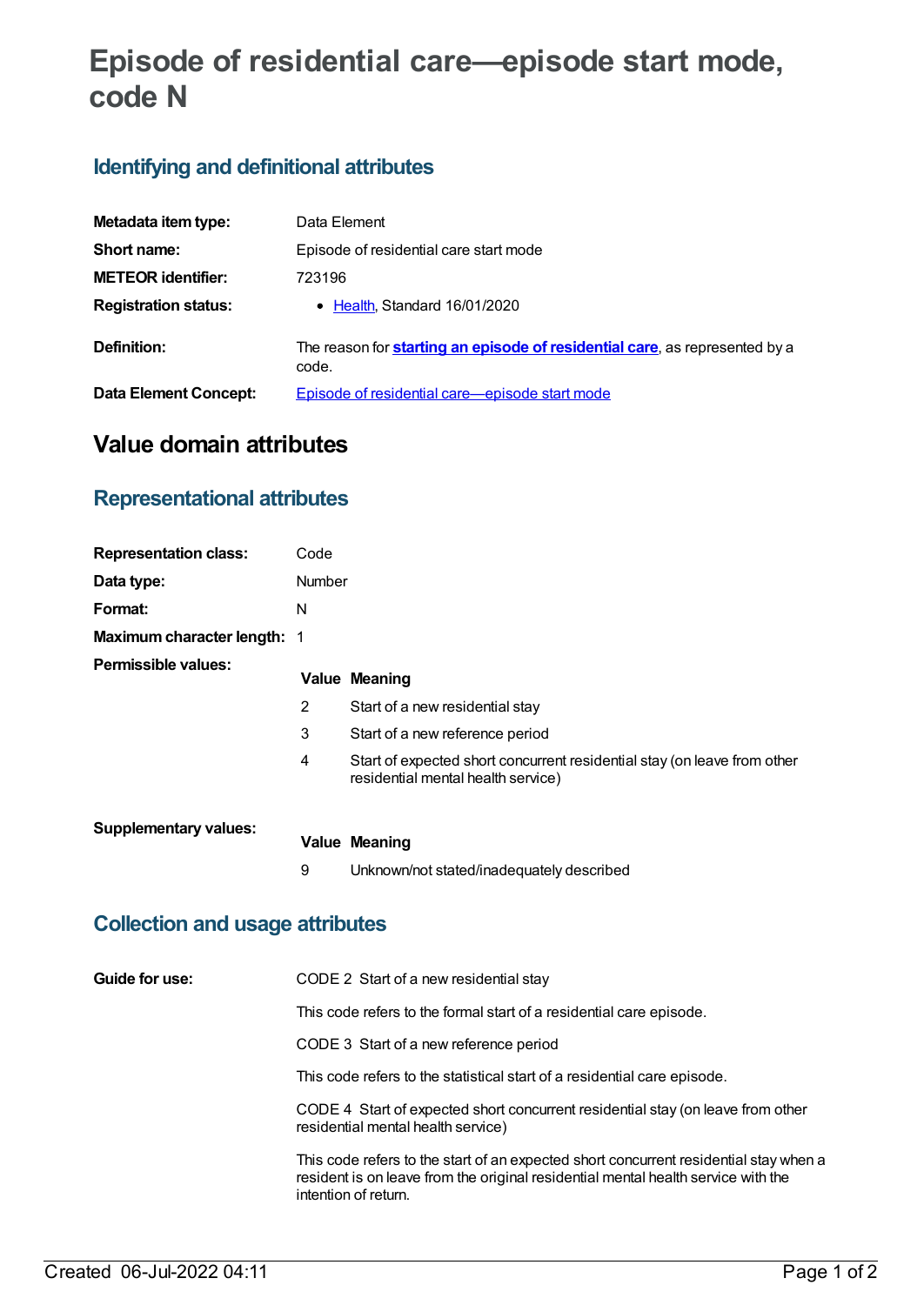# Episode of residential care—episode start mode, code N

## Identifying and definitional attributes

| | |
|---|---|
| **Metadata item type:** | Data Element |
| **Short name:** | Episode of residential care start mode |
| **METEOR identifier:** | 723196 |
| **Registration status:** | • Health, Standard 16/01/2020 |
| **Definition:** | The reason for **starting an episode of residential care**, as represented by a code. |
| **Data Element Concept:** | Episode of residential care—episode start mode |

# Value domain attributes

## Representational attributes

| | |
|---|---|
| **Representation class:** | Code |
| **Data type:** | Number |
| **Format:** | N |
| **Maximum character length:** | 1 |

**Permissible values:**

| Value | Meaning |
|---|---|
| 2 | Start of a new residential stay |
| 3 | Start of a new reference period |
| 4 | Start of expected short concurrent residential stay (on leave from other residential mental health service) |

**Supplementary values:**

| Value | Meaning |
|---|---|
| 9 | Unknown/not stated/inadequately described |

## Collection and usage attributes

**Guide for use:**

CODE 2 Start of a new residential stay

This code refers to the formal start of a residential care episode.

CODE 3 Start of a new reference period

This code refers to the statistical start of a residential care episode.

CODE 4 Start of expected short concurrent residential stay (on leave from other residential mental health service)

This code refers to the start of an expected short concurrent residential stay when a resident is on leave from the original residential mental health service with the intention of return.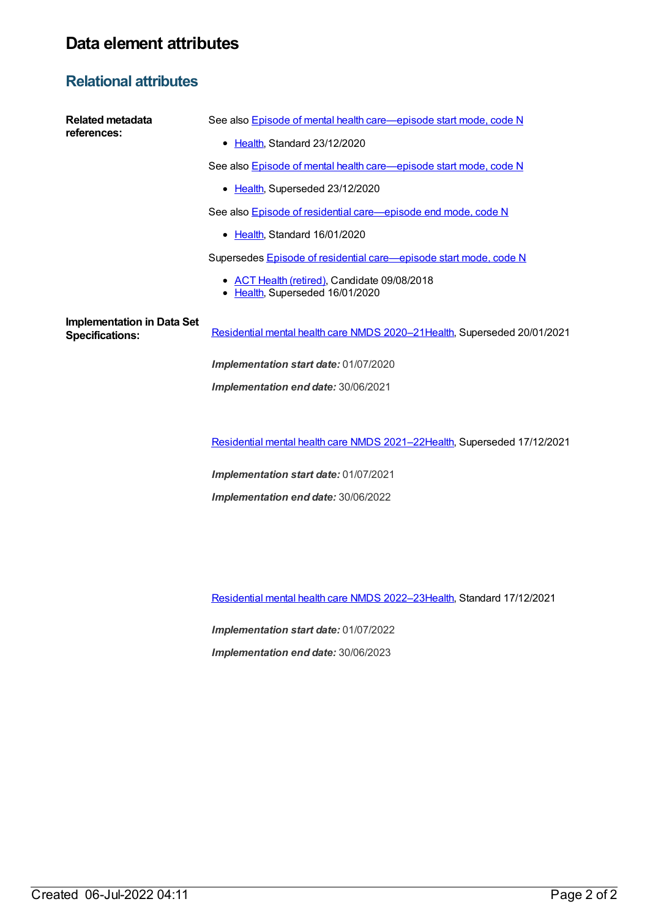# Data element attributes

## Relational attributes

**Related metadata references:**

See also Episode of mental health care—episode start mode, code N

- Health, Standard 23/12/2020

See also Episode of mental health care—episode start mode, code N

- Health, Superseded 23/12/2020

See also Episode of residential care—episode end mode, code N

- Health, Standard 16/01/2020

Supersedes Episode of residential care—episode start mode, code N

- ACT Health (retired), Candidate 09/08/2018
- Health, Superseded 16/01/2020

**Implementation in Data Set Specifications:**

Residential mental health care NMDS 2020–21Health, Superseded 20/01/2021

***Implementation start date:*** 01/07/2020

***Implementation end date:*** 30/06/2021

Residential mental health care NMDS 2021–22Health, Superseded 17/12/2021

***Implementation start date:*** 01/07/2021

***Implementation end date:*** 30/06/2022

Residential mental health care NMDS 2022–23Health, Standard 17/12/2021

***Implementation start date:*** 01/07/2022

***Implementation end date:*** 30/06/2023